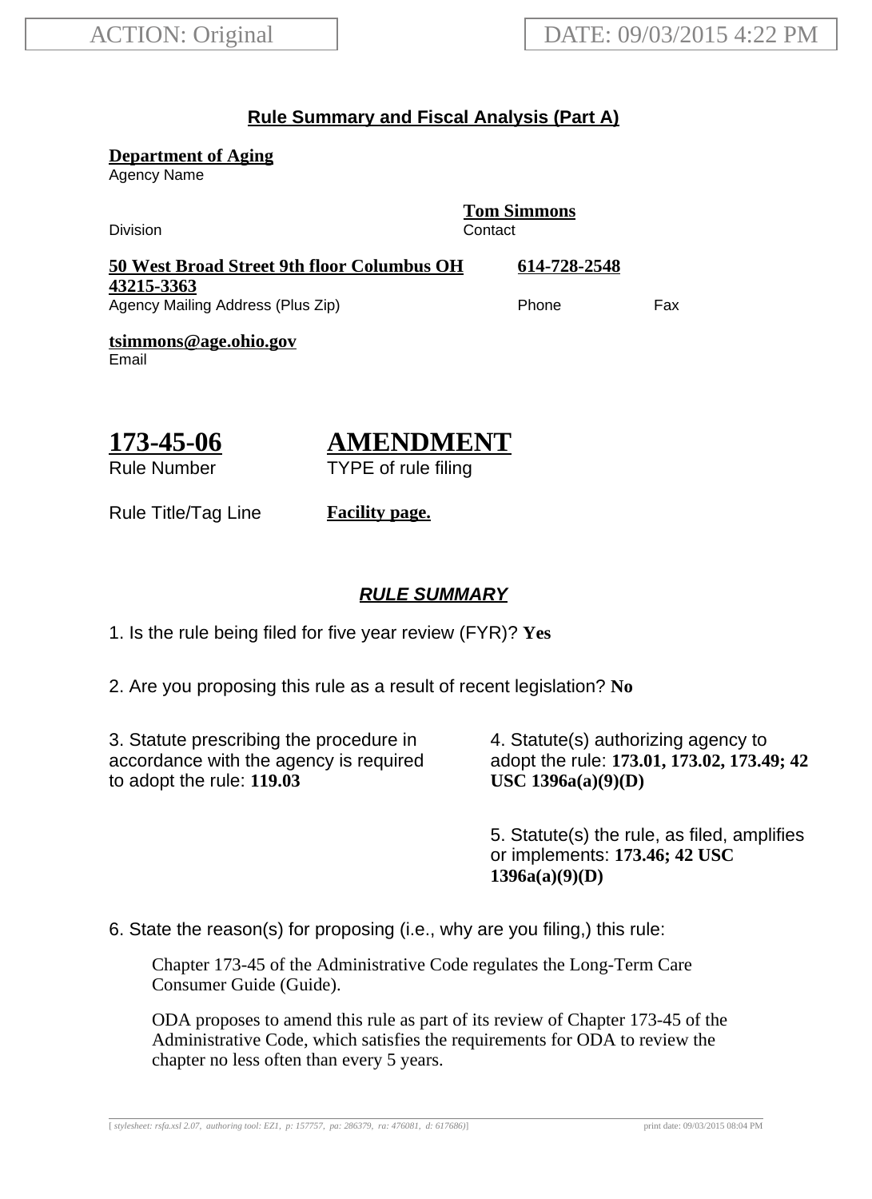ACTION: Original

DATE: 09/03/2015 4:22 PM

## Rule Summary and Fiscal Analysis (Part A)

**Department of Aging**
Agency Name

Division

**Tom Simmons**
Contact

**50 West Broad Street 9th floor Columbus OH 43215-3363**
Agency Mailing Address (Plus Zip)

**614-728-2548**
Phone

Fax

**tsimmons@age.ohio.gov**
Email

# 173-45-06

Rule Number

# AMENDMENT

TYPE of rule filing

Rule Title/Tag Line **Facility page.**

## *RULE SUMMARY*

1. Is the rule being filed for five year review (FYR)? **Yes**

2. Are you proposing this rule as a result of recent legislation? **No**

3. Statute prescribing the procedure in accordance with the agency is required to adopt the rule: **119.03**

4. Statute(s) authorizing agency to adopt the rule: **173.01, 173.02, 173.49; 42 USC 1396a(a)(9)(D)**

5. Statute(s) the rule, as filed, amplifies or implements: **173.46; 42 USC 1396a(a)(9)(D)**

6. State the reason(s) for proposing (i.e., why are you filing,) this rule:

Chapter 173-45 of the Administrative Code regulates the Long-Term Care Consumer Guide (Guide).

ODA proposes to amend this rule as part of its review of Chapter 173-45 of the Administrative Code, which satisfies the requirements for ODA to review the chapter no less often than every 5 years.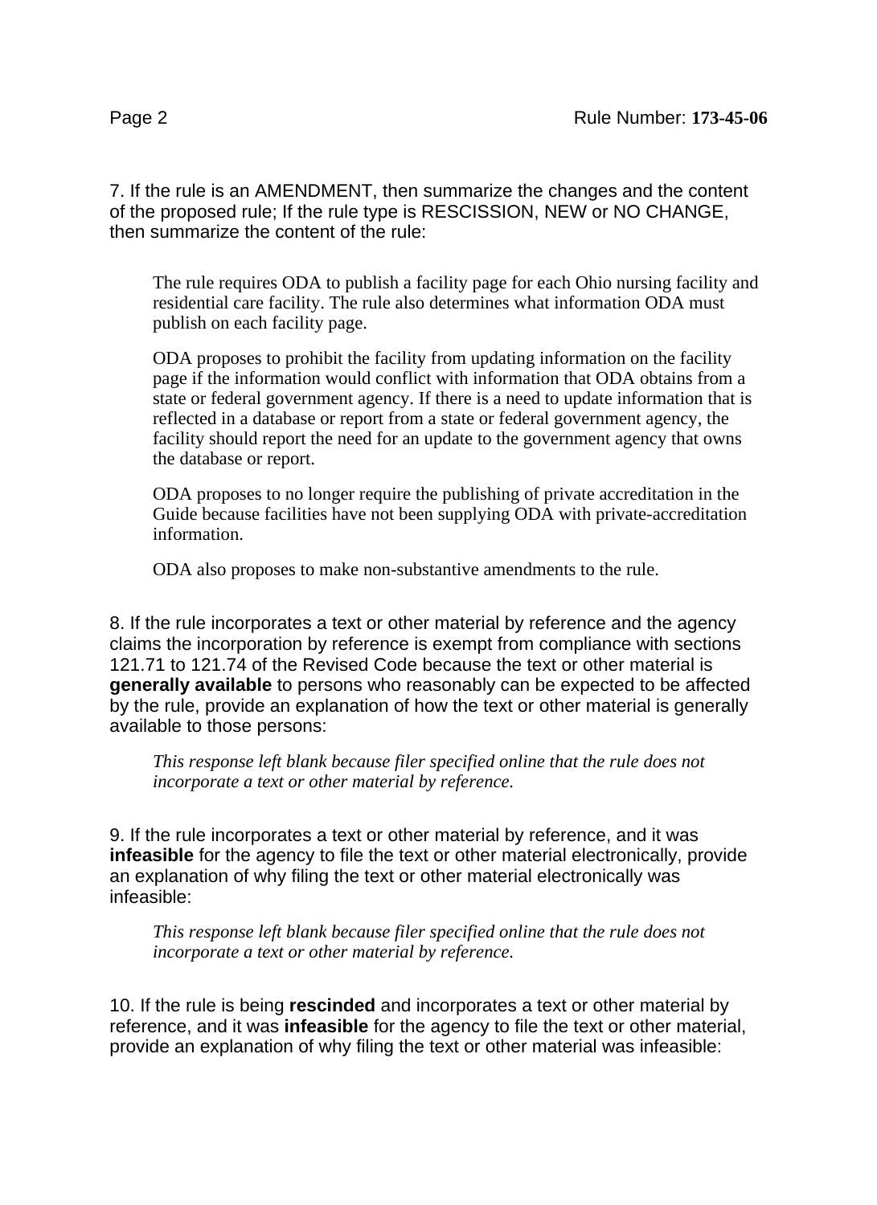7. If the rule is an AMENDMENT, then summarize the changes and the content of the proposed rule; If the rule type is RESCISSION, NEW or NO CHANGE, then summarize the content of the rule:

> The rule requires ODA to publish a facility page for each Ohio nursing facility and residential care facility. The rule also determines what information ODA must publish on each facility page.
>
> ODA proposes to prohibit the facility from updating information on the facility page if the information would conflict with information that ODA obtains from a state or federal government agency. If there is a need to update information that is reflected in a database or report from a state or federal government agency, the facility should report the need for an update to the government agency that owns the database or report.
>
> ODA proposes to no longer require the publishing of private accreditation in the Guide because facilities have not been supplying ODA with private-accreditation information.
>
> ODA also proposes to make non-substantive amendments to the rule.

8. If the rule incorporates a text or other material by reference and the agency claims the incorporation by reference is exempt from compliance with sections 121.71 to 121.74 of the Revised Code because the text or other material is **generally available** to persons who reasonably can be expected to be affected by the rule, provide an explanation of how the text or other material is generally available to those persons:

> *This response left blank because filer specified online that the rule does not incorporate a text or other material by reference.*

9. If the rule incorporates a text or other material by reference, and it was **infeasible** for the agency to file the text or other material electronically, provide an explanation of why filing the text or other material electronically was infeasible:

> *This response left blank because filer specified online that the rule does not incorporate a text or other material by reference.*

10. If the rule is being **rescinded** and incorporates a text or other material by reference, and it was **infeasible** for the agency to file the text or other material, provide an explanation of why filing the text or other material was infeasible: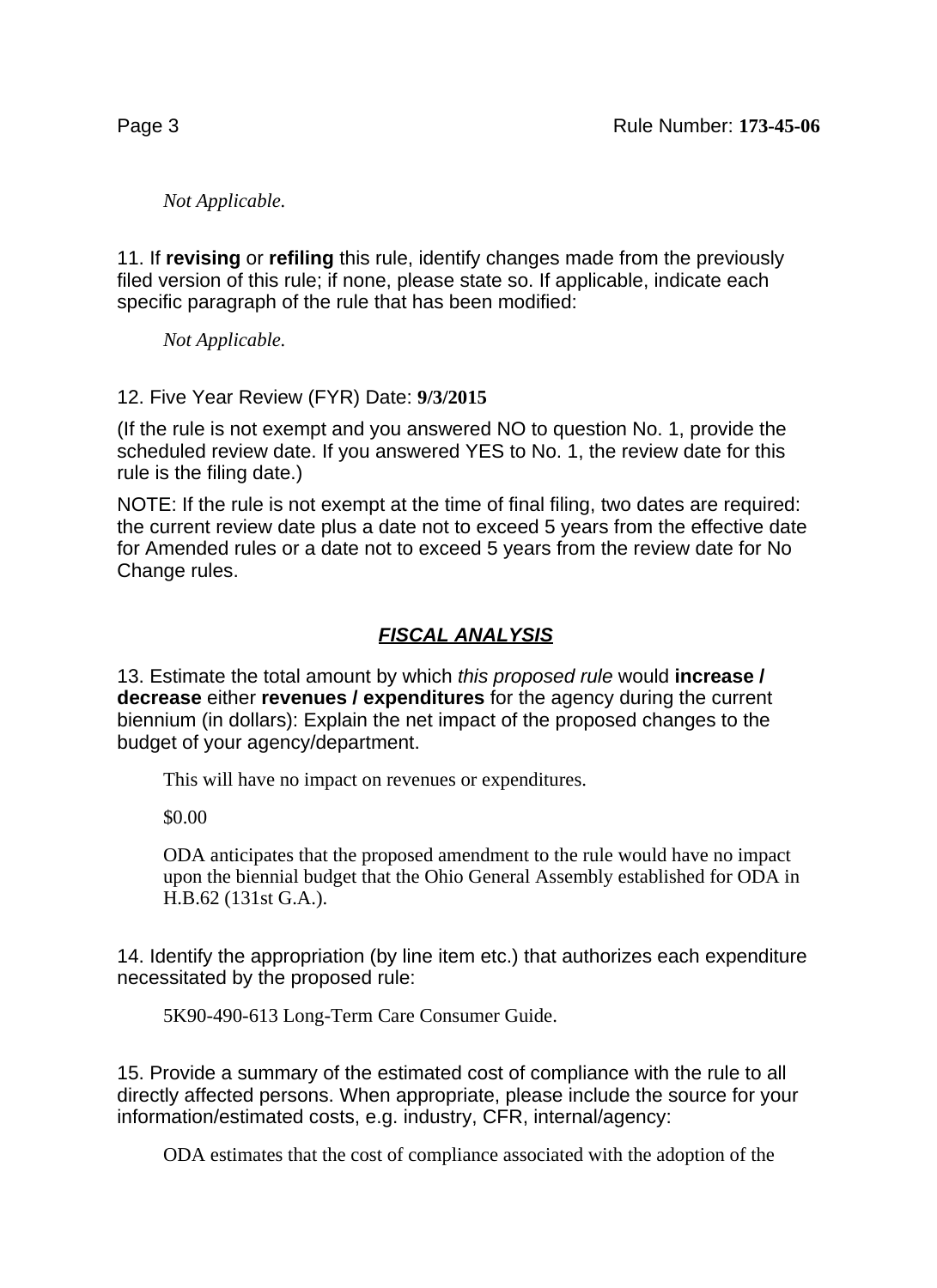*Not Applicable.*

11. If **revising** or **refiling** this rule, identify changes made from the previously filed version of this rule; if none, please state so. If applicable, indicate each specific paragraph of the rule that has been modified:

*Not Applicable.*

12. Five Year Review (FYR) Date: **9/3/2015**

(If the rule is not exempt and you answered NO to question No. 1, provide the scheduled review date. If you answered YES to No. 1, the review date for this rule is the filing date.)

NOTE: If the rule is not exempt at the time of final filing, two dates are required: the current review date plus a date not to exceed 5 years from the effective date for Amended rules or a date not to exceed 5 years from the review date for No Change rules.

## ***FISCAL ANALYSIS***

13. Estimate the total amount by which *this proposed rule* would **increase / decrease** either **revenues / expenditures** for the agency during the current biennium (in dollars): Explain the net impact of the proposed changes to the budget of your agency/department.

This will have no impact on revenues or expenditures.

$0.00

ODA anticipates that the proposed amendment to the rule would have no impact upon the biennial budget that the Ohio General Assembly established for ODA in H.B.62 (131st G.A.).

14. Identify the appropriation (by line item etc.) that authorizes each expenditure necessitated by the proposed rule:

5K90-490-613 Long-Term Care Consumer Guide.

15. Provide a summary of the estimated cost of compliance with the rule to all directly affected persons. When appropriate, please include the source for your information/estimated costs, e.g. industry, CFR, internal/agency:

ODA estimates that the cost of compliance associated with the adoption of the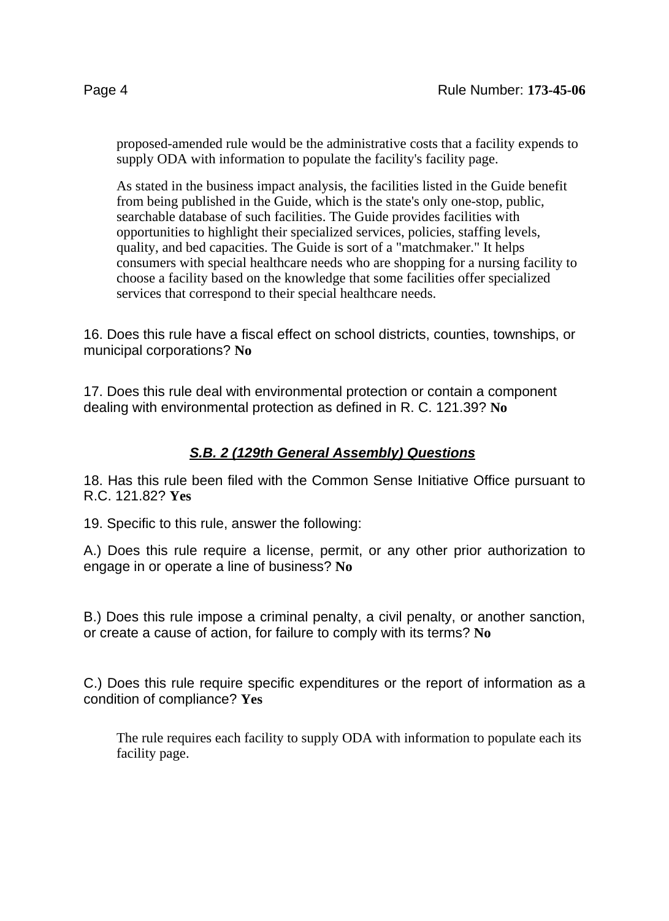proposed-amended rule would be the administrative costs that a facility expends to supply ODA with information to populate the facility's facility page.

As stated in the business impact analysis, the facilities listed in the Guide benefit from being published in the Guide, which is the state's only one-stop, public, searchable database of such facilities. The Guide provides facilities with opportunities to highlight their specialized services, policies, staffing levels, quality, and bed capacities. The Guide is sort of a "matchmaker." It helps consumers with special healthcare needs who are shopping for a nursing facility to choose a facility based on the knowledge that some facilities offer specialized services that correspond to their special healthcare needs.

16. Does this rule have a fiscal effect on school districts, counties, townships, or municipal corporations? **No**

17. Does this rule deal with environmental protection or contain a component dealing with environmental protection as defined in R. C. 121.39? **No**

### ***S.B. 2 (129th General Assembly) Questions***

18. Has this rule been filed with the Common Sense Initiative Office pursuant to R.C. 121.82? **Yes**

19. Specific to this rule, answer the following:

A.) Does this rule require a license, permit, or any other prior authorization to engage in or operate a line of business? **No**

B.) Does this rule impose a criminal penalty, a civil penalty, or another sanction, or create a cause of action, for failure to comply with its terms? **No**

C.) Does this rule require specific expenditures or the report of information as a condition of compliance? **Yes**

The rule requires each facility to supply ODA with information to populate each its facility page.